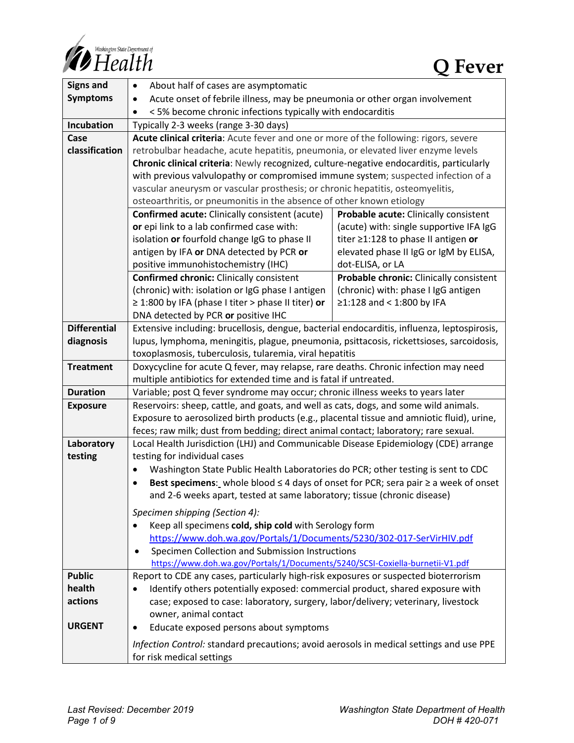Washington State Department of Health

# Q Fever

| | |
|---|---|
| **Signs and Symptoms** | • About half of cases are asymptomatic<br>• Acute onset of febrile illness, may be pneumonia or other organ involvement<br>• < 5% become chronic infections typically with endocarditis |
| **Incubation** | Typically 2-3 weeks (range 3-30 days) |
| **Case classification** | **Acute clinical criteria**: Acute fever and one or more of the following: rigors, severe retrobulbar headache, acute hepatitis, pneumonia, or elevated liver enzyme levels<br>**Chronic clinical criteria**: Newly recognized, culture-negative endocarditis, particularly with previous valvulopathy or compromised immune system; suspected infection of a vascular aneurysm or vascular prosthesis; or chronic hepatitis, osteomyelitis, osteoarthritis, or pneumonitis in the absence of other known etiology<br><br>**Confirmed acute:** Clinically consistent (acute) **or** epi link to a lab confirmed case with: isolation **or** fourfold change IgG to phase II antigen by IFA **or** DNA detected by PCR **or** positive immunohistochemistry (IHC)<br>**Probable acute:** Clinically consistent (acute) with: single supportive IFA IgG titer ≥1:128 to phase II antigen **or** elevated phase II IgG or IgM by ELISA, dot-ELISA, or LA<br><br>**Confirmed chronic:** Clinically consistent (chronic) with: isolation or IgG phase I antigen ≥ 1:800 by IFA (phase I titer > phase II titer) **or** DNA detected by PCR **or** positive IHC<br>**Probable chronic:** Clinically consistent (chronic) with: phase I IgG antigen ≥1:128 and < 1:800 by IFA |
| **Differential diagnosis** | Extensive including: brucellosis, dengue, bacterial endocarditis, influenza, leptospirosis, lupus, lymphoma, meningitis, plague, pneumonia, psittacosis, rickettsioses, sarcoidosis, toxoplasmosis, tuberculosis, tularemia, viral hepatitis |
| **Treatment** | Doxycycline for acute Q fever, may relapse, rare deaths. Chronic infection may need multiple antibiotics for extended time and is fatal if untreated. |
| **Duration** | Variable; post Q fever syndrome may occur; chronic illness weeks to years later |
| **Exposure** | Reservoirs: sheep, cattle, and goats, and well as cats, dogs, and some wild animals. Exposure to aerosolized birth products (e.g., placental tissue and amniotic fluid), urine, feces; raw milk; dust from bedding; direct animal contact; laboratory; rare sexual. |
| **Laboratory testing** | Local Health Jurisdiction (LHJ) and Communicable Disease Epidemiology (CDE) arrange testing for individual cases<br>• Washington State Public Health Laboratories do PCR; other testing is sent to CDC<br>• **Best specimens**: whole blood ≤ 4 days of onset for PCR; sera pair ≥ a week of onset and 2-6 weeks apart, tested at same laboratory; tissue (chronic disease)<br><br>*Specimen shipping (Section 4):*<br>• Keep all specimens **cold, ship cold** with Serology form https://www.doh.wa.gov/Portals/1/Documents/5230/302-017-SerVirHIV.pdf<br>• Specimen Collection and Submission Instructions https://www.doh.wa.gov/Portals/1/Documents/5240/SCSI-Coxiella-burnetii-V1.pdf |
| **Public health actions**<br><br>**URGENT** | Report to CDE any cases, particularly high-risk exposures or suspected bioterrorism<br>• Identify others potentially exposed: commercial product, shared exposure with case; exposed to case: laboratory, surgery, labor/delivery; veterinary, livestock owner, animal contact<br>• Educate exposed persons about symptoms<br><br>*Infection Control:* standard precautions; avoid aerosols in medical settings and use PPE for risk medical settings |

*Last Revised: December 2019*

*DOH # 420-071*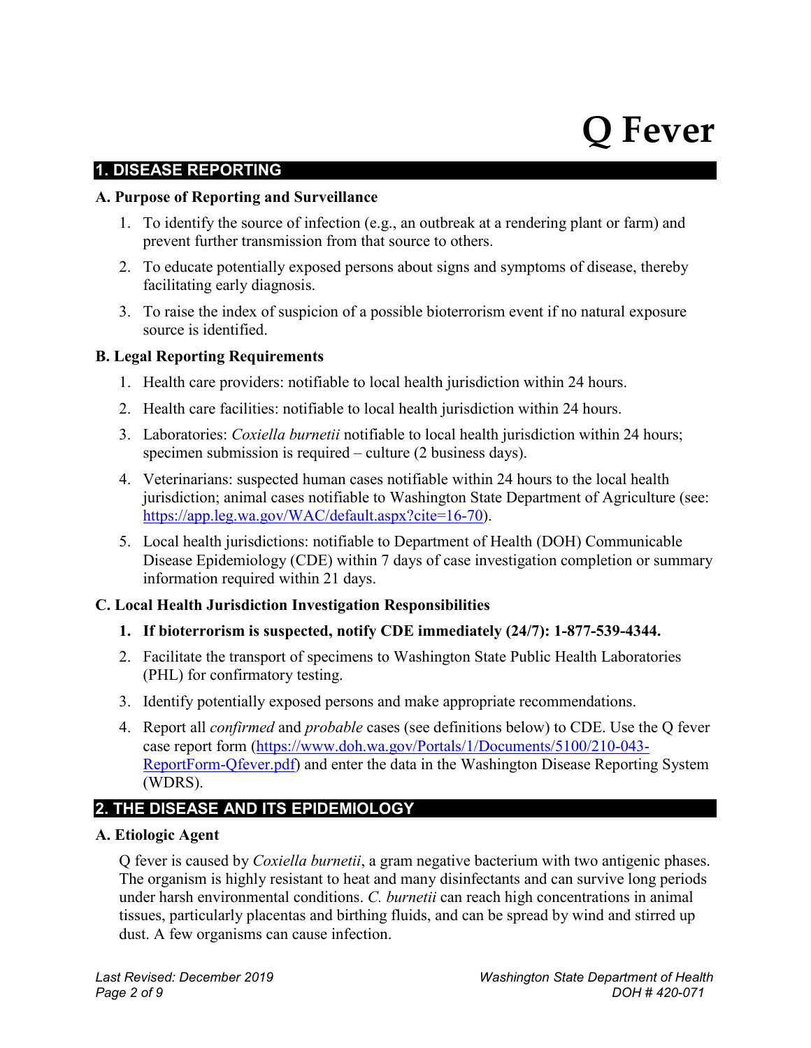# Q Fever

## 1. DISEASE REPORTING

### A. Purpose of Reporting and Surveillance

1. To identify the source of infection (e.g., an outbreak at a rendering plant or farm) and prevent further transmission from that source to others.
2. To educate potentially exposed persons about signs and symptoms of disease, thereby facilitating early diagnosis.
3. To raise the index of suspicion of a possible bioterrorism event if no natural exposure source is identified.

### B. Legal Reporting Requirements

1. Health care providers: notifiable to local health jurisdiction within 24 hours.
2. Health care facilities: notifiable to local health jurisdiction within 24 hours.
3. Laboratories: *Coxiella burnetii* notifiable to local health jurisdiction within 24 hours; specimen submission is required – culture (2 business days).
4. Veterinarians: suspected human cases notifiable within 24 hours to the local health jurisdiction; animal cases notifiable to Washington State Department of Agriculture (see: [https://app.leg.wa.gov/WAC/default.aspx?cite=16-70](https://app.leg.wa.gov/WAC/default.aspx?cite=16-70)).
5. Local health jurisdictions: notifiable to Department of Health (DOH) Communicable Disease Epidemiology (CDE) within 7 days of case investigation completion or summary information required within 21 days.

### C. Local Health Jurisdiction Investigation Responsibilities

1. **If bioterrorism is suspected, notify CDE immediately (24/7): 1-877-539-4344.**
2. Facilitate the transport of specimens to Washington State Public Health Laboratories (PHL) for confirmatory testing.
3. Identify potentially exposed persons and make appropriate recommendations.
4. Report all *confirmed* and *probable* cases (see definitions below) to CDE. Use the Q fever case report form ([https://www.doh.wa.gov/Portals/1/Documents/5100/210-043-ReportForm-Qfever.pdf](https://www.doh.wa.gov/Portals/1/Documents/5100/210-043-ReportForm-Qfever.pdf)) and enter the data in the Washington Disease Reporting System (WDRS).

## 2. THE DISEASE AND ITS EPIDEMIOLOGY

### A. Etiologic Agent

Q fever is caused by *Coxiella burnetii*, a gram negative bacterium with two antigenic phases. The organism is highly resistant to heat and many disinfectants and can survive long periods under harsh environmental conditions. *C. burnetii* can reach high concentrations in animal tissues, particularly placentas and birthing fluids, and can be spread by wind and stirred up dust. A few organisms can cause infection.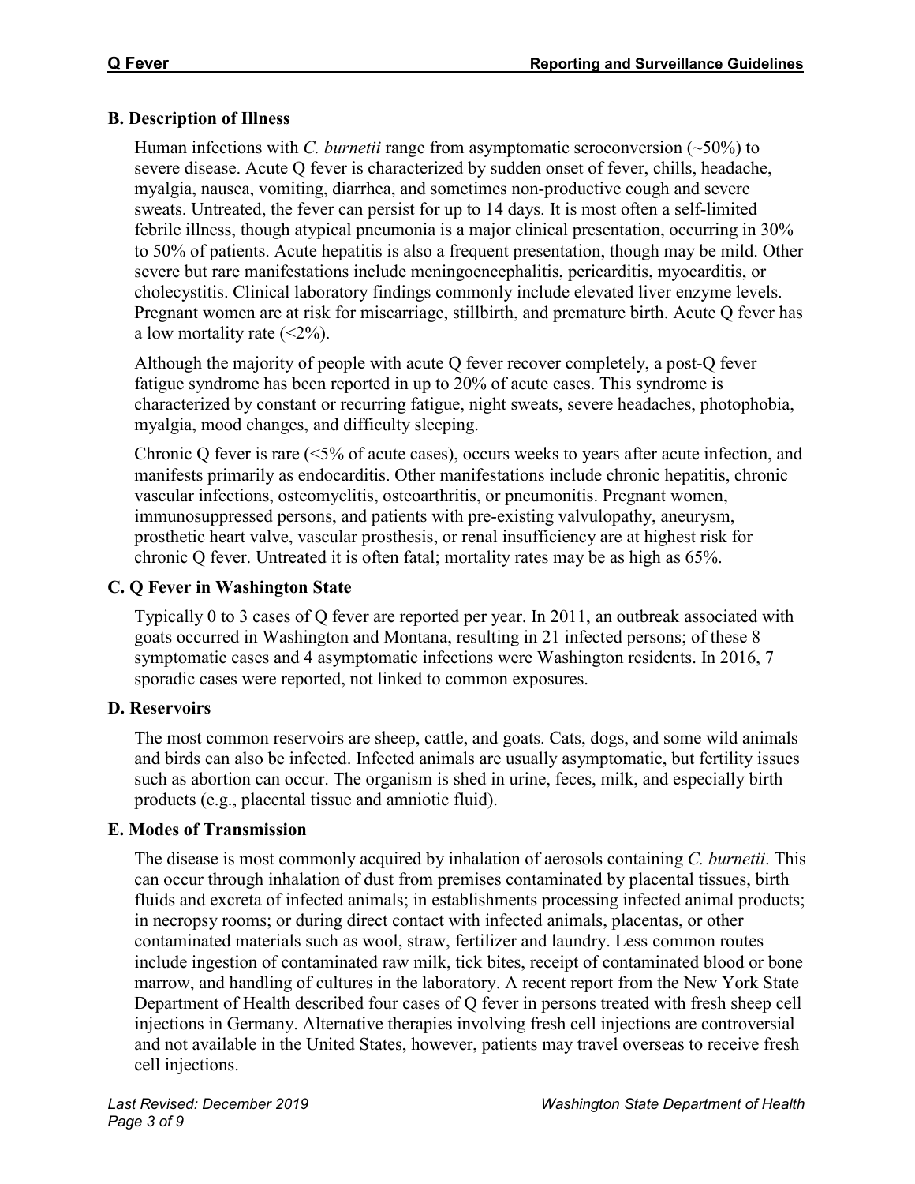### B. Description of Illness

Human infections with *C. burnetii* range from asymptomatic seroconversion (~50%) to severe disease. Acute Q fever is characterized by sudden onset of fever, chills, headache, myalgia, nausea, vomiting, diarrhea, and sometimes non-productive cough and severe sweats. Untreated, the fever can persist for up to 14 days. It is most often a self-limited febrile illness, though atypical pneumonia is a major clinical presentation, occurring in 30% to 50% of patients. Acute hepatitis is also a frequent presentation, though may be mild. Other severe but rare manifestations include meningoencephalitis, pericarditis, myocarditis, or cholecystitis. Clinical laboratory findings commonly include elevated liver enzyme levels. Pregnant women are at risk for miscarriage, stillbirth, and premature birth. Acute Q fever has a low mortality rate (<2%).

Although the majority of people with acute Q fever recover completely, a post-Q fever fatigue syndrome has been reported in up to 20% of acute cases. This syndrome is characterized by constant or recurring fatigue, night sweats, severe headaches, photophobia, myalgia, mood changes, and difficulty sleeping.

Chronic Q fever is rare (<5% of acute cases), occurs weeks to years after acute infection, and manifests primarily as endocarditis. Other manifestations include chronic hepatitis, chronic vascular infections, osteomyelitis, osteoarthritis, or pneumonitis. Pregnant women, immunosuppressed persons, and patients with pre-existing valvulopathy, aneurysm, prosthetic heart valve, vascular prosthesis, or renal insufficiency are at highest risk for chronic Q fever. Untreated it is often fatal; mortality rates may be as high as 65%.

### C. Q Fever in Washington State

Typically 0 to 3 cases of Q fever are reported per year. In 2011, an outbreak associated with goats occurred in Washington and Montana, resulting in 21 infected persons; of these 8 symptomatic cases and 4 asymptomatic infections were Washington residents. In 2016, 7 sporadic cases were reported, not linked to common exposures.

### D. Reservoirs

The most common reservoirs are sheep, cattle, and goats. Cats, dogs, and some wild animals and birds can also be infected. Infected animals are usually asymptomatic, but fertility issues such as abortion can occur. The organism is shed in urine, feces, milk, and especially birth products (e.g., placental tissue and amniotic fluid).

### E. Modes of Transmission

The disease is most commonly acquired by inhalation of aerosols containing *C. burnetii*. This can occur through inhalation of dust from premises contaminated by placental tissues, birth fluids and excreta of infected animals; in establishments processing infected animal products; in necropsy rooms; or during direct contact with infected animals, placentas, or other contaminated materials such as wool, straw, fertilizer and laundry. Less common routes include ingestion of contaminated raw milk, tick bites, receipt of contaminated blood or bone marrow, and handling of cultures in the laboratory. A recent report from the New York State Department of Health described four cases of Q fever in persons treated with fresh sheep cell injections in Germany. Alternative therapies involving fresh cell injections are controversial and not available in the United States, however, patients may travel overseas to receive fresh cell injections.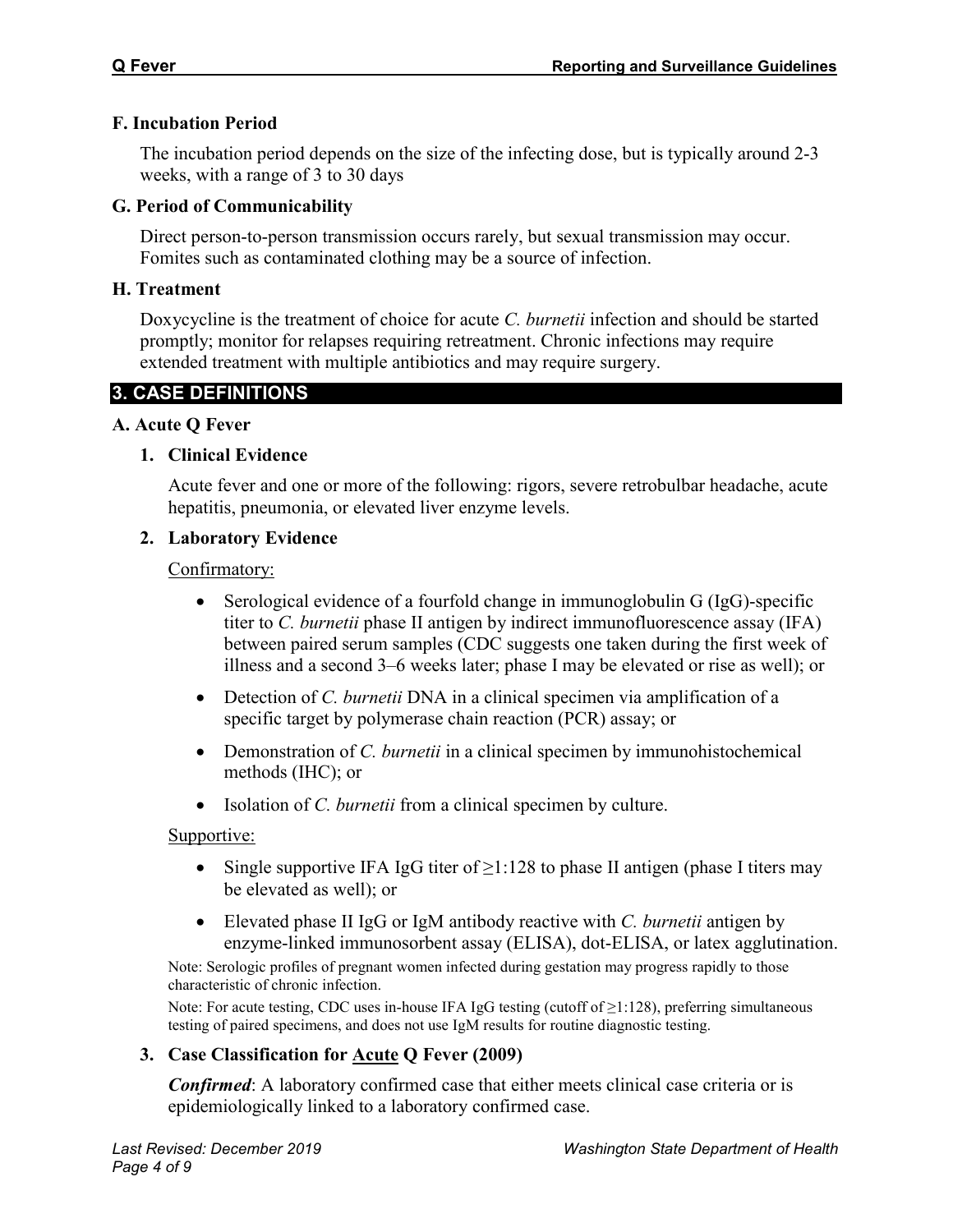### F. Incubation Period

The incubation period depends on the size of the infecting dose, but is typically around 2-3 weeks, with a range of 3 to 30 days

### G. Period of Communicability

Direct person-to-person transmission occurs rarely, but sexual transmission may occur. Fomites such as contaminated clothing may be a source of infection.

### H. Treatment

Doxycycline is the treatment of choice for acute *C. burnetii* infection and should be started promptly; monitor for relapses requiring retreatment. Chronic infections may require extended treatment with multiple antibiotics and may require surgery.

## 3. CASE DEFINITIONS

### A. Acute Q Fever

#### 1. Clinical Evidence

Acute fever and one or more of the following: rigors, severe retrobulbar headache, acute hepatitis, pneumonia, or elevated liver enzyme levels.

#### 2. Laboratory Evidence

Confirmatory:

- Serological evidence of a fourfold change in immunoglobulin G (IgG)-specific titer to *C. burnetii* phase II antigen by indirect immunofluorescence assay (IFA) between paired serum samples (CDC suggests one taken during the first week of illness and a second 3–6 weeks later; phase I may be elevated or rise as well); or
- Detection of *C. burnetii* DNA in a clinical specimen via amplification of a specific target by polymerase chain reaction (PCR) assay; or
- Demonstration of *C. burnetii* in a clinical specimen by immunohistochemical methods (IHC); or
- Isolation of *C. burnetii* from a clinical specimen by culture.

Supportive:

- Single supportive IFA IgG titer of ≥1:128 to phase II antigen (phase I titers may be elevated as well); or
- Elevated phase II IgG or IgM antibody reactive with *C. burnetii* antigen by enzyme-linked immunosorbent assay (ELISA), dot-ELISA, or latex agglutination.

Note: Serologic profiles of pregnant women infected during gestation may progress rapidly to those characteristic of chronic infection.

Note: For acute testing, CDC uses in-house IFA IgG testing (cutoff of ≥1:128), preferring simultaneous testing of paired specimens, and does not use IgM results for routine diagnostic testing.

#### 3. Case Classification for Acute Q Fever (2009)

***Confirmed***: A laboratory confirmed case that either meets clinical case criteria or is epidemiologically linked to a laboratory confirmed case.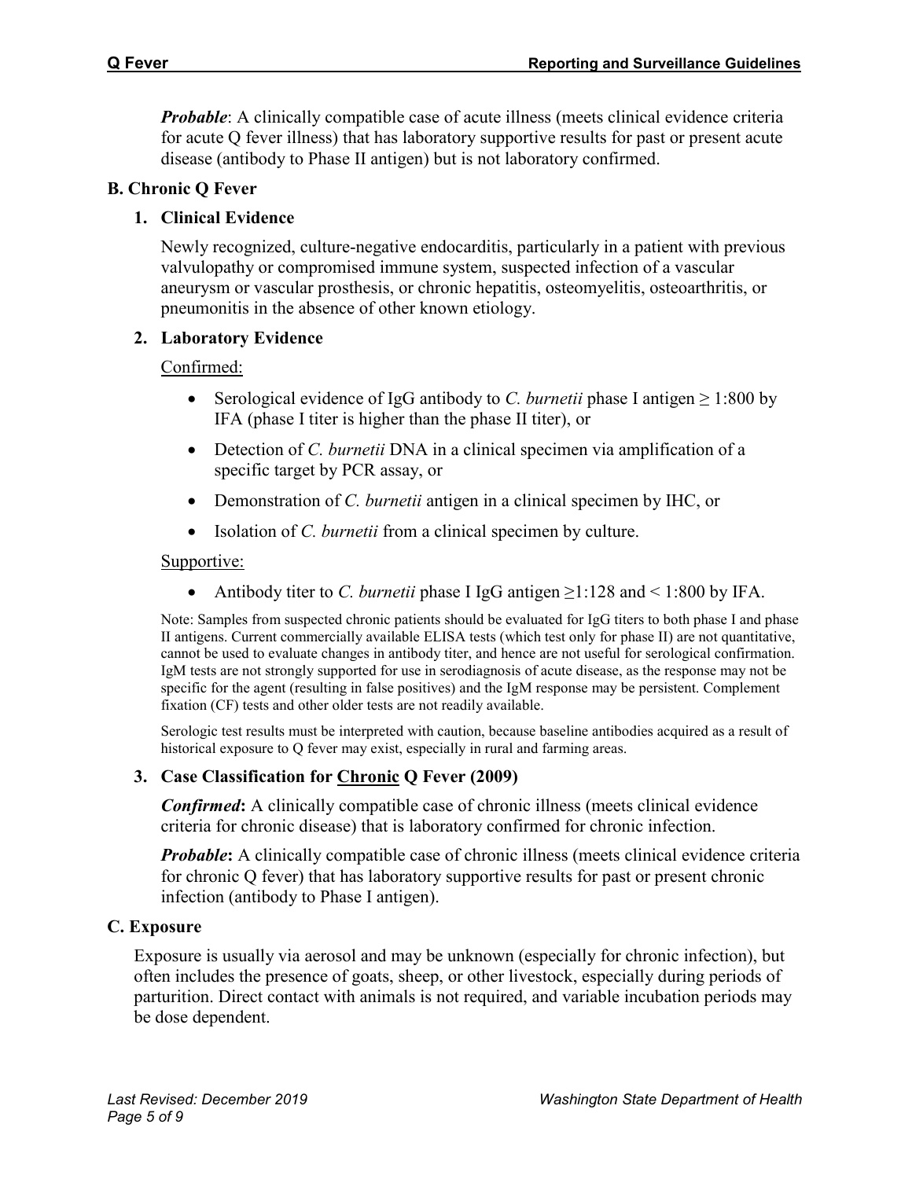***Probable***: A clinically compatible case of acute illness (meets clinical evidence criteria for acute Q fever illness) that has laboratory supportive results for past or present acute disease (antibody to Phase II antigen) but is not laboratory confirmed.

## B. Chronic Q Fever

### 1. Clinical Evidence

Newly recognized, culture-negative endocarditis, particularly in a patient with previous valvulopathy or compromised immune system, suspected infection of a vascular aneurysm or vascular prosthesis, or chronic hepatitis, osteomyelitis, osteoarthritis, or pneumonitis in the absence of other known etiology.

### 2. Laboratory Evidence

Confirmed:

- Serological evidence of IgG antibody to *C. burnetii* phase I antigen ≥ 1:800 by IFA (phase I titer is higher than the phase II titer), or
- Detection of *C. burnetii* DNA in a clinical specimen via amplification of a specific target by PCR assay, or
- Demonstration of *C. burnetii* antigen in a clinical specimen by IHC, or
- Isolation of *C. burnetii* from a clinical specimen by culture.

Supportive:

- Antibody titer to *C. burnetii* phase I IgG antigen ≥1:128 and < 1:800 by IFA.

Note: Samples from suspected chronic patients should be evaluated for IgG titers to both phase I and phase II antigens. Current commercially available ELISA tests (which test only for phase II) are not quantitative, cannot be used to evaluate changes in antibody titer, and hence are not useful for serological confirmation. IgM tests are not strongly supported for use in serodiagnosis of acute disease, as the response may not be specific for the agent (resulting in false positives) and the IgM response may be persistent. Complement fixation (CF) tests and other older tests are not readily available.

Serologic test results must be interpreted with caution, because baseline antibodies acquired as a result of historical exposure to Q fever may exist, especially in rural and farming areas.

### 3. Case Classification for Chronic Q Fever (2009)

***Confirmed*:** A clinically compatible case of chronic illness (meets clinical evidence criteria for chronic disease) that is laboratory confirmed for chronic infection.

***Probable*:** A clinically compatible case of chronic illness (meets clinical evidence criteria for chronic Q fever) that has laboratory supportive results for past or present chronic infection (antibody to Phase I antigen).

## C. Exposure

Exposure is usually via aerosol and may be unknown (especially for chronic infection), but often includes the presence of goats, sheep, or other livestock, especially during periods of parturition. Direct contact with animals is not required, and variable incubation periods may be dose dependent.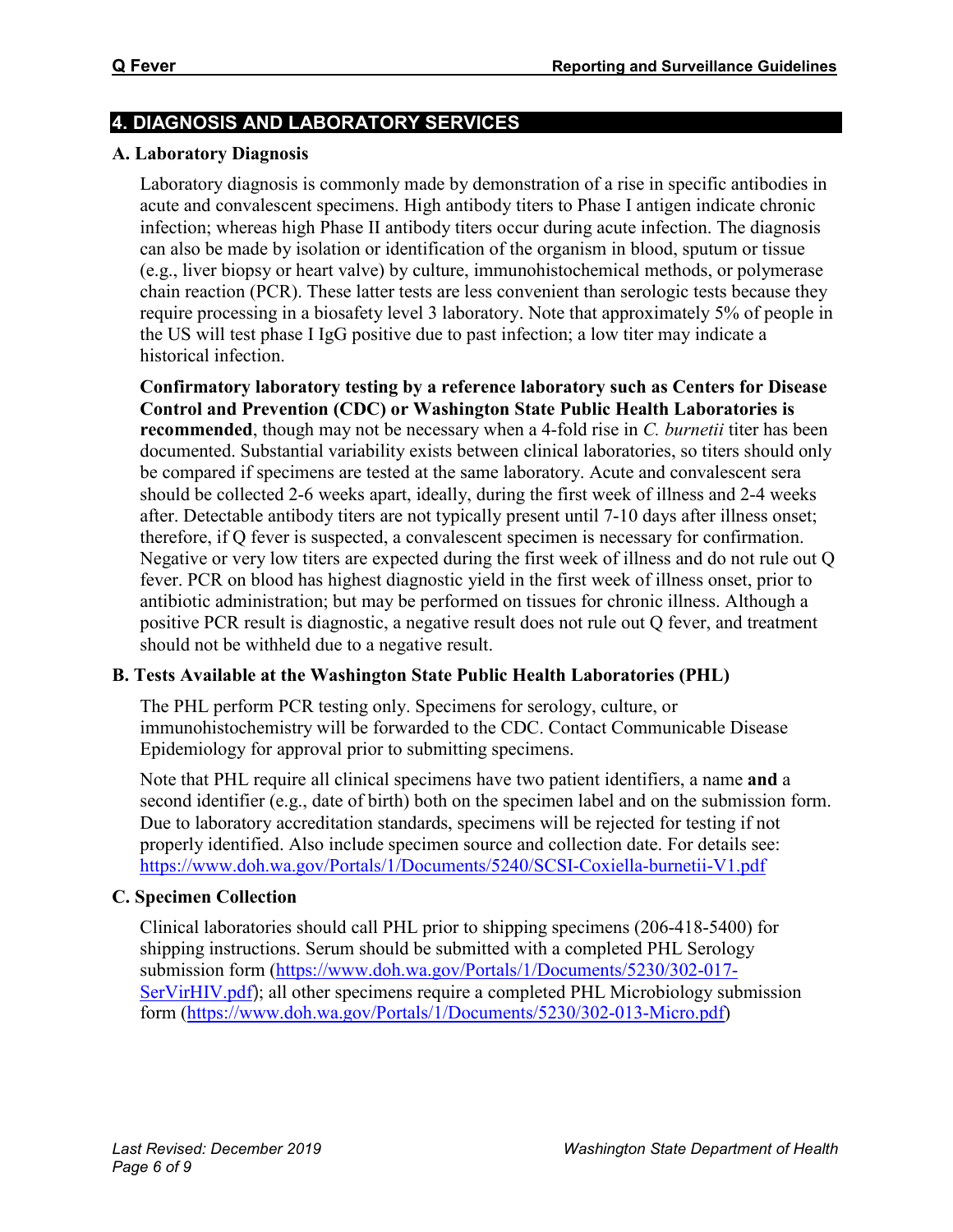## 4. DIAGNOSIS AND LABORATORY SERVICES

### A. Laboratory Diagnosis

Laboratory diagnosis is commonly made by demonstration of a rise in specific antibodies in acute and convalescent specimens. High antibody titers to Phase I antigen indicate chronic infection; whereas high Phase II antibody titers occur during acute infection. The diagnosis can also be made by isolation or identification of the organism in blood, sputum or tissue (e.g., liver biopsy or heart valve) by culture, immunohistochemical methods, or polymerase chain reaction (PCR). These latter tests are less convenient than serologic tests because they require processing in a biosafety level 3 laboratory. Note that approximately 5% of people in the US will test phase I IgG positive due to past infection; a low titer may indicate a historical infection.

**Confirmatory laboratory testing by a reference laboratory such as Centers for Disease Control and Prevention (CDC) or Washington State Public Health Laboratories is recommended**, though may not be necessary when a 4-fold rise in *C. burnetii* titer has been documented. Substantial variability exists between clinical laboratories, so titers should only be compared if specimens are tested at the same laboratory. Acute and convalescent sera should be collected 2-6 weeks apart, ideally, during the first week of illness and 2-4 weeks after. Detectable antibody titers are not typically present until 7-10 days after illness onset; therefore, if Q fever is suspected, a convalescent specimen is necessary for confirmation. Negative or very low titers are expected during the first week of illness and do not rule out Q fever. PCR on blood has highest diagnostic yield in the first week of illness onset, prior to antibiotic administration; but may be performed on tissues for chronic illness. Although a positive PCR result is diagnostic, a negative result does not rule out Q fever, and treatment should not be withheld due to a negative result.

### B. Tests Available at the Washington State Public Health Laboratories (PHL)

The PHL perform PCR testing only. Specimens for serology, culture, or immunohistochemistry will be forwarded to the CDC. Contact Communicable Disease Epidemiology for approval prior to submitting specimens.

Note that PHL require all clinical specimens have two patient identifiers, a name **and** a second identifier (e.g., date of birth) both on the specimen label and on the submission form. Due to laboratory accreditation standards, specimens will be rejected for testing if not properly identified. Also include specimen source and collection date. For details see: https://www.doh.wa.gov/Portals/1/Documents/5240/SCSI-Coxiella-burnetii-V1.pdf

### C. Specimen Collection

Clinical laboratories should call PHL prior to shipping specimens (206-418-5400) for shipping instructions. Serum should be submitted with a completed PHL Serology submission form (https://www.doh.wa.gov/Portals/1/Documents/5230/302-017-SerVirHIV.pdf); all other specimens require a completed PHL Microbiology submission form (https://www.doh.wa.gov/Portals/1/Documents/5230/302-013-Micro.pdf)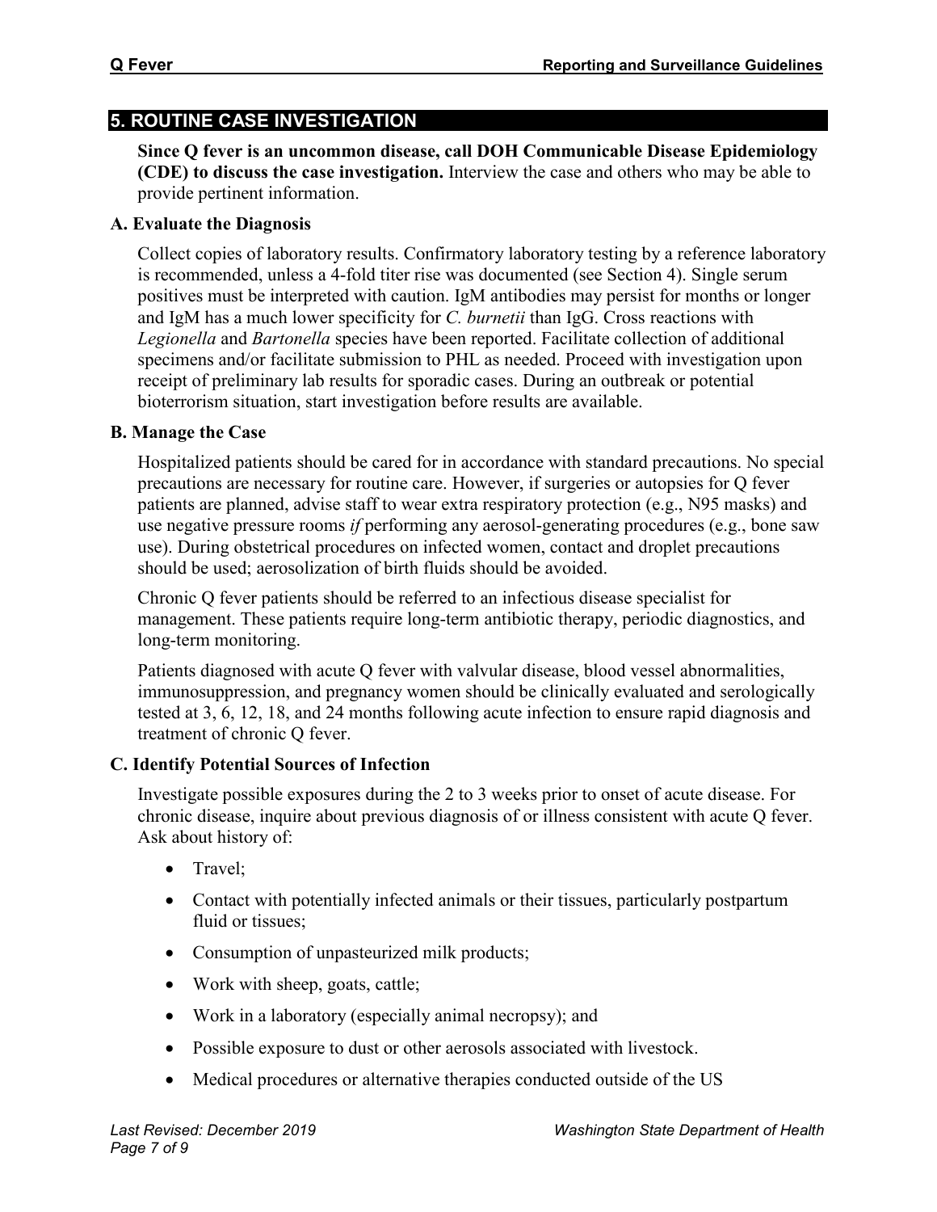## 5. ROUTINE CASE INVESTIGATION

**Since Q fever is an uncommon disease, call DOH Communicable Disease Epidemiology (CDE) to discuss the case investigation.** Interview the case and others who may be able to provide pertinent information.

### A. Evaluate the Diagnosis

Collect copies of laboratory results. Confirmatory laboratory testing by a reference laboratory is recommended, unless a 4-fold titer rise was documented (see Section 4). Single serum positives must be interpreted with caution. IgM antibodies may persist for months or longer and IgM has a much lower specificity for *C. burnetii* than IgG. Cross reactions with *Legionella* and *Bartonella* species have been reported. Facilitate collection of additional specimens and/or facilitate submission to PHL as needed. Proceed with investigation upon receipt of preliminary lab results for sporadic cases. During an outbreak or potential bioterrorism situation, start investigation before results are available.

### B. Manage the Case

Hospitalized patients should be cared for in accordance with standard precautions. No special precautions are necessary for routine care. However, if surgeries or autopsies for Q fever patients are planned, advise staff to wear extra respiratory protection (e.g., N95 masks) and use negative pressure rooms *if* performing any aerosol-generating procedures (e.g., bone saw use). During obstetrical procedures on infected women, contact and droplet precautions should be used; aerosolization of birth fluids should be avoided.

Chronic Q fever patients should be referred to an infectious disease specialist for management. These patients require long-term antibiotic therapy, periodic diagnostics, and long-term monitoring.

Patients diagnosed with acute Q fever with valvular disease, blood vessel abnormalities, immunosuppression, and pregnancy women should be clinically evaluated and serologically tested at 3, 6, 12, 18, and 24 months following acute infection to ensure rapid diagnosis and treatment of chronic Q fever.

### C. Identify Potential Sources of Infection

Investigate possible exposures during the 2 to 3 weeks prior to onset of acute disease. For chronic disease, inquire about previous diagnosis of or illness consistent with acute Q fever. Ask about history of:

- Travel;
- Contact with potentially infected animals or their tissues, particularly postpartum fluid or tissues;
- Consumption of unpasteurized milk products;
- Work with sheep, goats, cattle;
- Work in a laboratory (especially animal necropsy); and
- Possible exposure to dust or other aerosols associated with livestock.
- Medical procedures or alternative therapies conducted outside of the US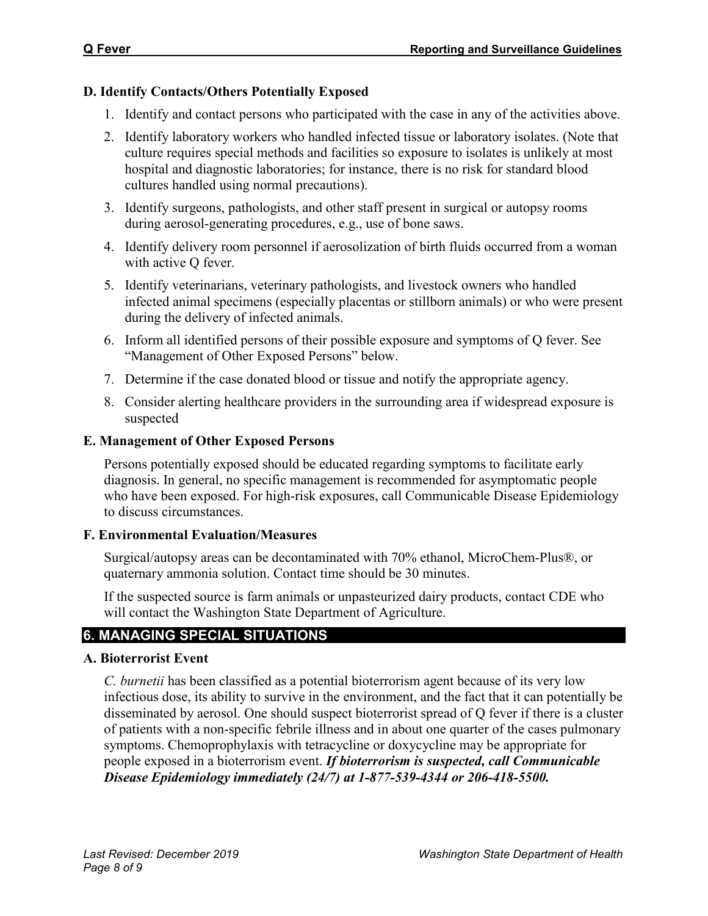### D. Identify Contacts/Others Potentially Exposed

1. Identify and contact persons who participated with the case in any of the activities above.
2. Identify laboratory workers who handled infected tissue or laboratory isolates. (Note that culture requires special methods and facilities so exposure to isolates is unlikely at most hospital and diagnostic laboratories; for instance, there is no risk for standard blood cultures handled using normal precautions).
3. Identify surgeons, pathologists, and other staff present in surgical or autopsy rooms during aerosol-generating procedures, e.g., use of bone saws.
4. Identify delivery room personnel if aerosolization of birth fluids occurred from a woman with active Q fever.
5. Identify veterinarians, veterinary pathologists, and livestock owners who handled infected animal specimens (especially placentas or stillborn animals) or who were present during the delivery of infected animals.
6. Inform all identified persons of their possible exposure and symptoms of Q fever. See "Management of Other Exposed Persons" below.
7. Determine if the case donated blood or tissue and notify the appropriate agency.
8. Consider alerting healthcare providers in the surrounding area if widespread exposure is suspected

### E. Management of Other Exposed Persons

Persons potentially exposed should be educated regarding symptoms to facilitate early diagnosis. In general, no specific management is recommended for asymptomatic people who have been exposed. For high-risk exposures, call Communicable Disease Epidemiology to discuss circumstances.

### F. Environmental Evaluation/Measures

Surgical/autopsy areas can be decontaminated with 70% ethanol, MicroChem-Plus®, or quaternary ammonia solution. Contact time should be 30 minutes.

If the suspected source is farm animals or unpasteurized dairy products, contact CDE who will contact the Washington State Department of Agriculture.

## 6. MANAGING SPECIAL SITUATIONS

### A. Bioterrorist Event

*C. burnetii* has been classified as a potential bioterrorism agent because of its very low infectious dose, its ability to survive in the environment, and the fact that it can potentially be disseminated by aerosol. One should suspect bioterrorist spread of Q fever if there is a cluster of patients with a non-specific febrile illness and in about one quarter of the cases pulmonary symptoms. Chemoprophylaxis with tetracycline or doxycycline may be appropriate for people exposed in a bioterrorism event. ***If bioterrorism is suspected, call Communicable Disease Epidemiology immediately (24/7) at 1-877-539-4344 or 206-418-5500.***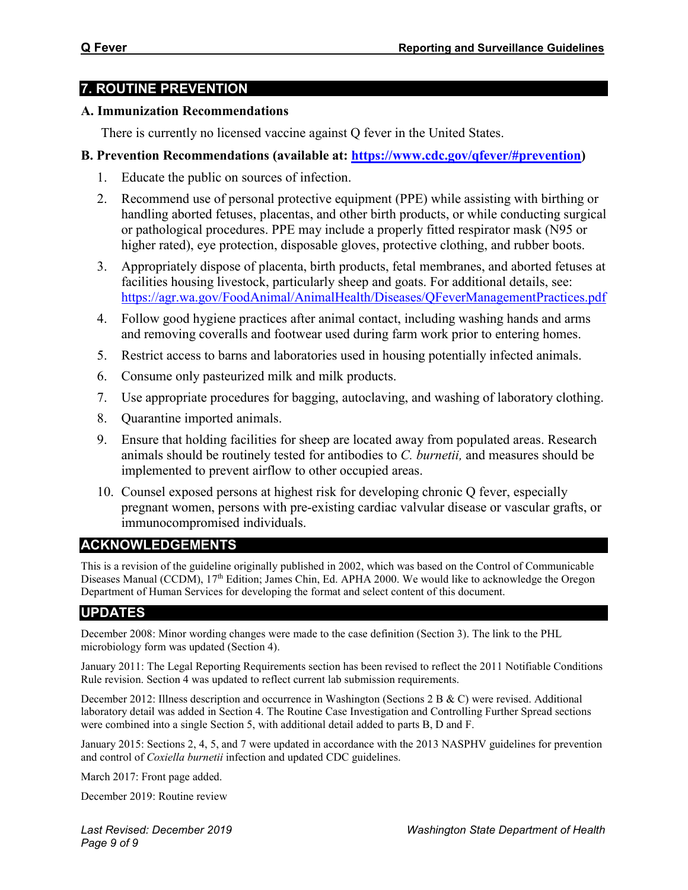## 7. ROUTINE PREVENTION

### A. Immunization Recommendations

There is currently no licensed vaccine against Q fever in the United States.

### B. Prevention Recommendations (available at: https://www.cdc.gov/qfever/#prevention)

1. Educate the public on sources of infection.
2. Recommend use of personal protective equipment (PPE) while assisting with birthing or handling aborted fetuses, placentas, and other birth products, or while conducting surgical or pathological procedures. PPE may include a properly fitted respirator mask (N95 or higher rated), eye protection, disposable gloves, protective clothing, and rubber boots.
3. Appropriately dispose of placenta, birth products, fetal membranes, and aborted fetuses at facilities housing livestock, particularly sheep and goats. For additional details, see: https://agr.wa.gov/FoodAnimal/AnimalHealth/Diseases/QFeverManagementPractices.pdf
4. Follow good hygiene practices after animal contact, including washing hands and arms and removing coveralls and footwear used during farm work prior to entering homes.
5. Restrict access to barns and laboratories used in housing potentially infected animals.
6. Consume only pasteurized milk and milk products.
7. Use appropriate procedures for bagging, autoclaving, and washing of laboratory clothing.
8. Quarantine imported animals.
9. Ensure that holding facilities for sheep are located away from populated areas. Research animals should be routinely tested for antibodies to *C. burnetii,* and measures should be implemented to prevent airflow to other occupied areas.
10. Counsel exposed persons at highest risk for developing chronic Q fever, especially pregnant women, persons with pre-existing cardiac valvular disease or vascular grafts, or immunocompromised individuals.

## ACKNOWLEDGEMENTS

This is a revision of the guideline originally published in 2002, which was based on the Control of Communicable Diseases Manual (CCDM), 17th Edition; James Chin, Ed. APHA 2000. We would like to acknowledge the Oregon Department of Human Services for developing the format and select content of this document.

## UPDATES

December 2008: Minor wording changes were made to the case definition (Section 3). The link to the PHL microbiology form was updated (Section 4).

January 2011: The Legal Reporting Requirements section has been revised to reflect the 2011 Notifiable Conditions Rule revision. Section 4 was updated to reflect current lab submission requirements.

December 2012: Illness description and occurrence in Washington (Sections 2 B & C) were revised. Additional laboratory detail was added in Section 4. The Routine Case Investigation and Controlling Further Spread sections were combined into a single Section 5, with additional detail added to parts B, D and F.

January 2015: Sections 2, 4, 5, and 7 were updated in accordance with the 2013 NASPHV guidelines for prevention and control of *Coxiella burnetii* infection and updated CDC guidelines.

March 2017: Front page added.

December 2019: Routine review